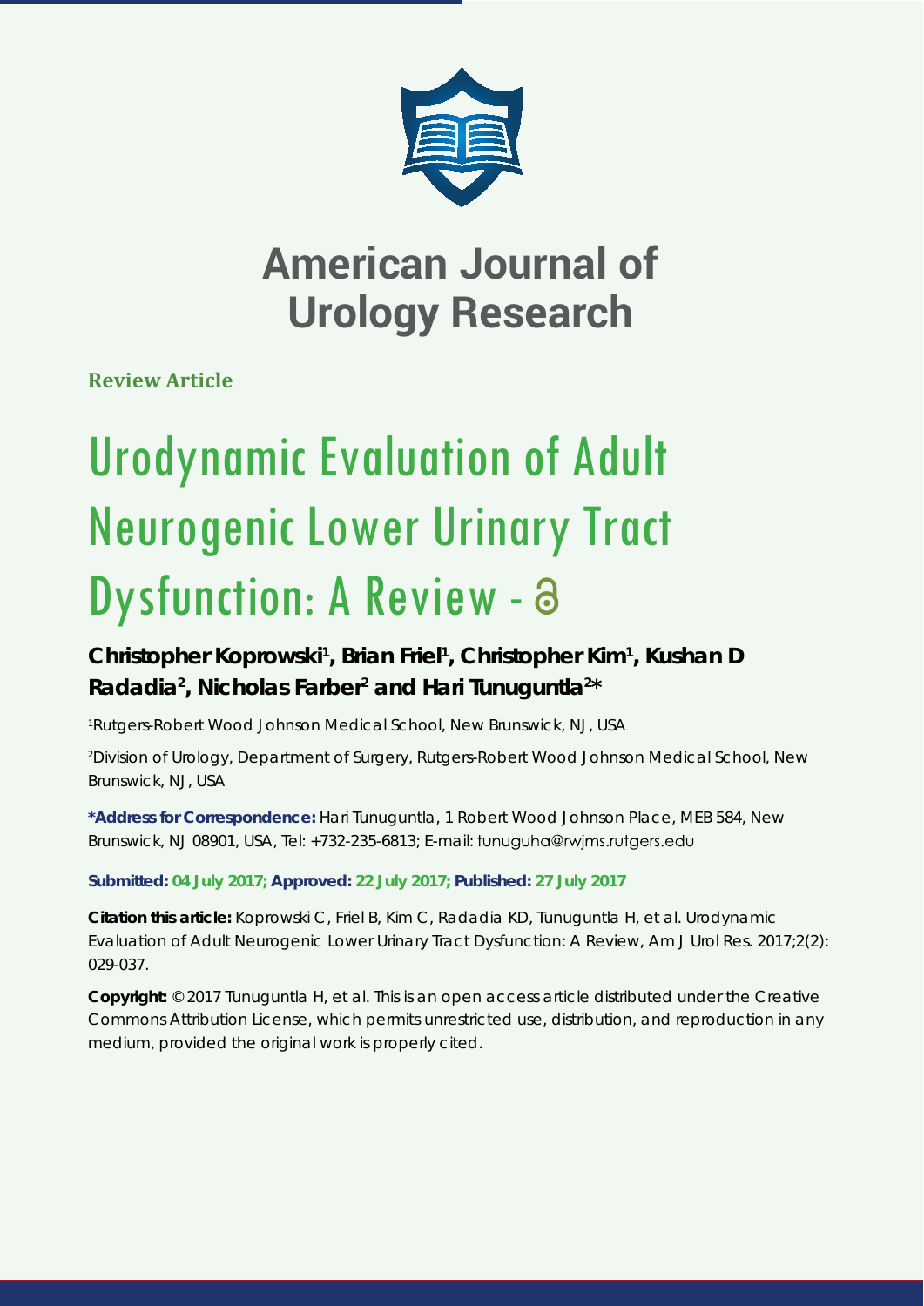# American Journal of Urology Research

**Review Article**

# Urodynamic Evaluation of Adult Neurogenic Lower Urinary Tract Dysfunction: A Review

**Christopher Koprowski[1], Brian Friel[1], Christopher Kim[1], Kushan D Radadia[2], Nicholas Farber[2] and Hari Tunuguntla[2]***

[1]Rutgers-Robert Wood Johnson Medical School, New Brunswick, NJ, USA

[2]Division of Urology, Department of Surgery, Rutgers-Robert Wood Johnson Medical School, New Brunswick, NJ, USA

**\*Address for Correspondence:** Hari Tunuguntla, 1 Robert Wood Johnson Place, MEB 584, New Brunswick, NJ 08901, USA, Tel: +732-235-6813; E-mail: tunuguha@rwjms.rutgers.edu

**Submitted: 04 July 2017; Approved: 22 July 2017; Published: 27 July 2017**

**Citation this article:** Koprowski C, Friel B, Kim C, Radadia KD, Tunuguntla H, et al. Urodynamic Evaluation of Adult Neurogenic Lower Urinary Tract Dysfunction: A Review, Am J Urol Res. 2017;2(2): 029-037.

**Copyright:** © 2017 Tunuguntla H, et al. This is an open access article distributed under the Creative Commons Attribution License, which permits unrestricted use, distribution, and reproduction in any medium, provided the original work is properly cited.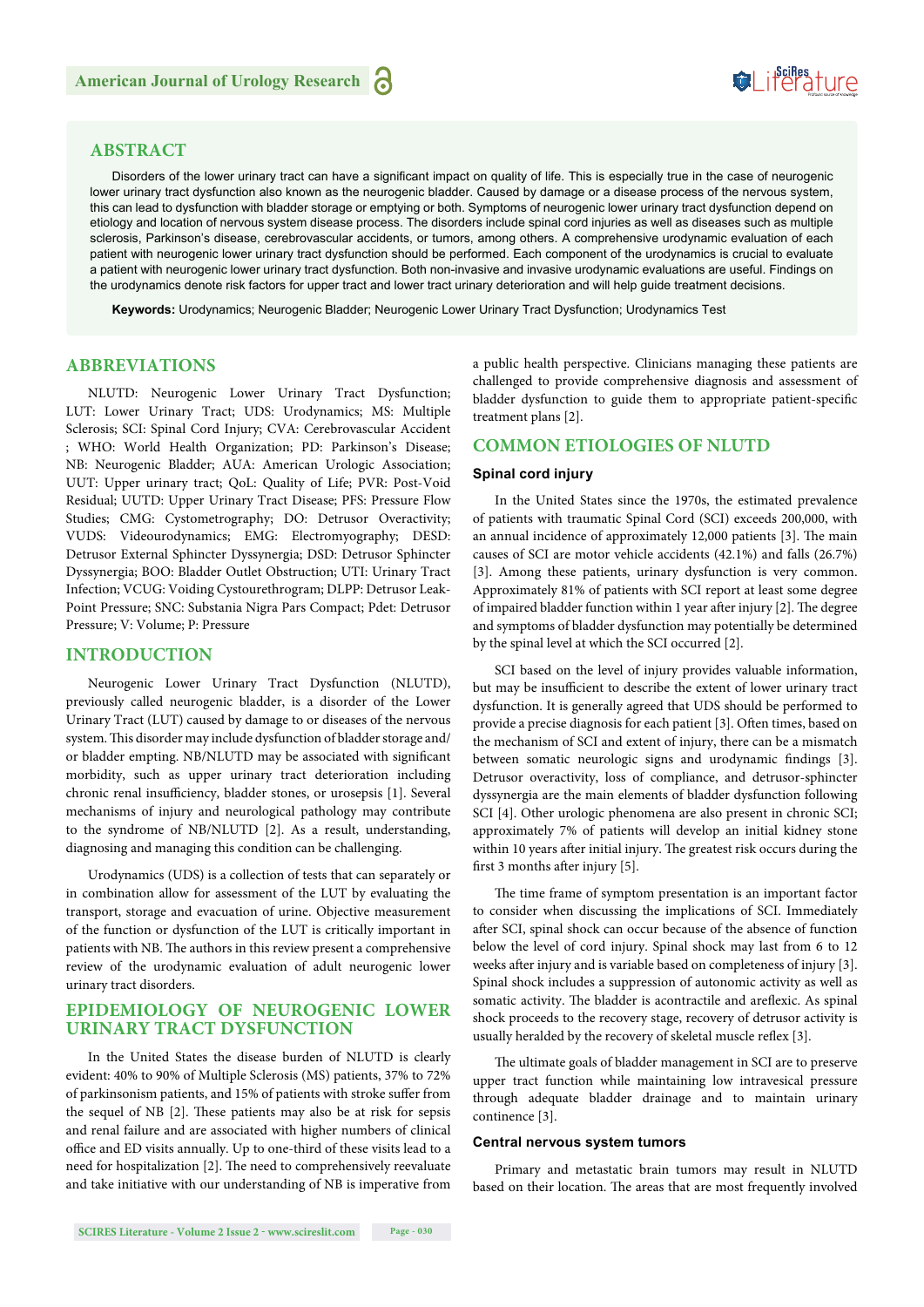## ABSTRACT

Disorders of the lower urinary tract can have a significant impact on quality of life. This is especially true in the case of neurogenic lower urinary tract dysfunction also known as the neurogenic bladder. Caused by damage or a disease process of the nervous system, this can lead to dysfunction with bladder storage or emptying or both. Symptoms of neurogenic lower urinary tract dysfunction depend on etiology and location of nervous system disease process. The disorders include spinal cord injuries as well as diseases such as multiple sclerosis, Parkinson's disease, cerebrovascular accidents, or tumors, among others. A comprehensive urodynamic evaluation of each patient with neurogenic lower urinary tract dysfunction should be performed. Each component of the urodynamics is crucial to evaluate a patient with neurogenic lower urinary tract dysfunction. Both non-invasive and invasive urodynamic evaluations are useful. Findings on the urodynamics denote risk factors for upper tract and lower tract urinary deterioration and will help guide treatment decisions.

**Keywords:** Urodynamics; Neurogenic Bladder; Neurogenic Lower Urinary Tract Dysfunction; Urodynamics Test

## ABBREVIATIONS

NLUTD: Neurogenic Lower Urinary Tract Dysfunction; LUT: Lower Urinary Tract; UDS: Urodynamics; MS: Multiple Sclerosis; SCI: Spinal Cord Injury; CVA: Cerebrovascular Accident ; WHO: World Health Organization; PD: Parkinson's Disease; NB: Neurogenic Bladder; AUA: American Urologic Association; UUT: Upper urinary tract; QoL: Quality of Life; PVR: Post-Void Residual; UUTD: Upper Urinary Tract Disease; PFS: Pressure Flow Studies; CMG: Cystometrography; DO: Detrusor Overactivity; VUDS: Videourodynamics; EMG: Electromyography; DESD: Detrusor External Sphincter Dyssynergia; DSD: Detrusor Sphincter Dyssynergia; BOO: Bladder Outlet Obstruction; UTI: Urinary Tract Infection; VCUG: Voiding Cystourethrogram; DLPP: Detrusor Leak-Point Pressure; SNC: Substania Nigra Pars Compact; Pdet: Detrusor Pressure; V: Volume; P: Pressure

## INTRODUCTION

Neurogenic Lower Urinary Tract Dysfunction (NLUTD), previously called neurogenic bladder, is a disorder of the Lower Urinary Tract (LUT) caused by damage to or diseases of the nervous system. This disorder may include dysfunction of bladder storage and/or bladder empting. NB/NLUTD may be associated with significant morbidity, such as upper urinary tract deterioration including chronic renal insufficiency, bladder stones, or urosepsis [1]. Several mechanisms of injury and neurological pathology may contribute to the syndrome of NB/NLUTD [2]. As a result, understanding, diagnosing and managing this condition can be challenging.

Urodynamics (UDS) is a collection of tests that can separately or in combination allow for assessment of the LUT by evaluating the transport, storage and evacuation of urine. Objective measurement of the function or dysfunction of the LUT is critically important in patients with NB. The authors in this review present a comprehensive review of the urodynamic evaluation of adult neurogenic lower urinary tract disorders.

## EPIDEMIOLOGY OF NEUROGENIC LOWER URINARY TRACT DYSFUNCTION

In the United States the disease burden of NLUTD is clearly evident: 40% to 90% of Multiple Sclerosis (MS) patients, 37% to 72% of parkinsonism patients, and 15% of patients with stroke suffer from the sequel of NB [2]. These patients may also be at risk for sepsis and renal failure and are associated with higher numbers of clinical office and ED visits annually. Up to one-third of these visits lead to a need for hospitalization [2]. The need to comprehensively reevaluate and take initiative with our understanding of NB is imperative from a public health perspective. Clinicians managing these patients are challenged to provide comprehensive diagnosis and assessment of bladder dysfunction to guide them to appropriate patient-specific treatment plans [2].

## COMMON ETIOLOGIES OF NLUTD

### Spinal cord injury

In the United States since the 1970s, the estimated prevalence of patients with traumatic Spinal Cord (SCI) exceeds 200,000, with an annual incidence of approximately 12,000 patients [3]. The main causes of SCI are motor vehicle accidents (42.1%) and falls (26.7%) [3]. Among these patients, urinary dysfunction is very common. Approximately 81% of patients with SCI report at least some degree of impaired bladder function within 1 year after injury [2]. The degree and symptoms of bladder dysfunction may potentially be determined by the spinal level at which the SCI occurred [2].

SCI based on the level of injury provides valuable information, but may be insufficient to describe the extent of lower urinary tract dysfunction. It is generally agreed that UDS should be performed to provide a precise diagnosis for each patient [3]. Often times, based on the mechanism of SCI and extent of injury, there can be a mismatch between somatic neurologic signs and urodynamic findings [3]. Detrusor overactivity, loss of compliance, and detrusor-sphincter dyssynergia are the main elements of bladder dysfunction following SCI [4]. Other urologic phenomena are also present in chronic SCI; approximately 7% of patients will develop an initial kidney stone within 10 years after initial injury. The greatest risk occurs during the first 3 months after injury [5].

The time frame of symptom presentation is an important factor to consider when discussing the implications of SCI. Immediately after SCI, spinal shock can occur because of the absence of function below the level of cord injury. Spinal shock may last from 6 to 12 weeks after injury and is variable based on completeness of injury [3]. Spinal shock includes a suppression of autonomic activity as well as somatic activity. The bladder is acontractile and areflexic. As spinal shock proceeds to the recovery stage, recovery of detrusor activity is usually heralded by the recovery of skeletal muscle reflex [3].

The ultimate goals of bladder management in SCI are to preserve upper tract function while maintaining low intravesical pressure through adequate bladder drainage and to maintain urinary continence [3].

### Central nervous system tumors

Primary and metastatic brain tumors may result in NLUTD based on their location. The areas that are most frequently involved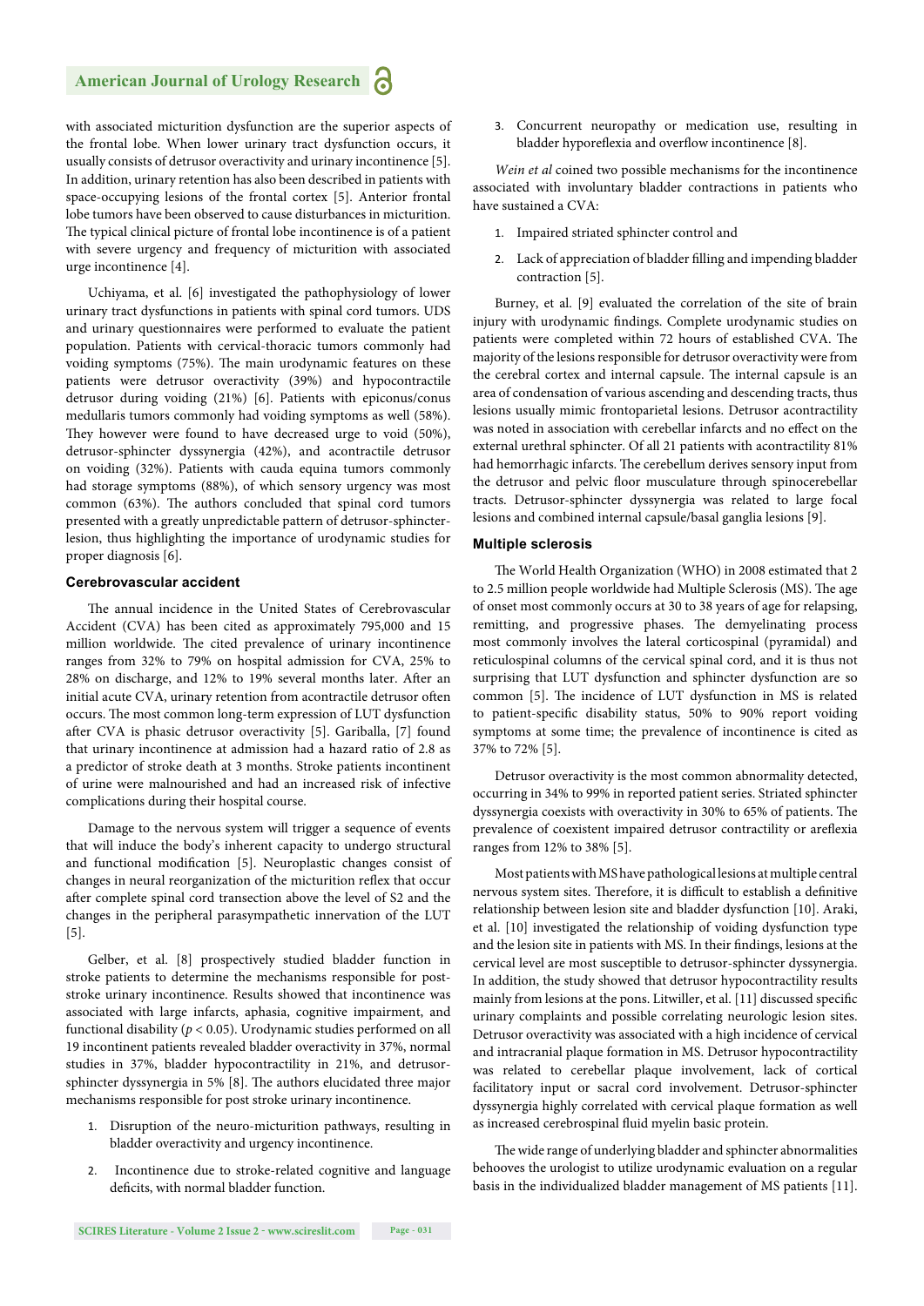with associated micturition dysfunction are the superior aspects of the frontal lobe. When lower urinary tract dysfunction occurs, it usually consists of detrusor overactivity and urinary incontinence [5]. In addition, urinary retention has also been described in patients with space-occupying lesions of the frontal cortex [5]. Anterior frontal lobe tumors have been observed to cause disturbances in micturition. The typical clinical picture of frontal lobe incontinence is of a patient with severe urgency and frequency of micturition with associated urge incontinence [4].

Uchiyama, et al. [6] investigated the pathophysiology of lower urinary tract dysfunctions in patients with spinal cord tumors. UDS and urinary questionnaires were performed to evaluate the patient population. Patients with cervical-thoracic tumors commonly had voiding symptoms (75%). The main urodynamic features on these patients were detrusor overactivity (39%) and hypocontractile detrusor during voiding (21%) [6]. Patients with epiconus/conus medullaris tumors commonly had voiding symptoms as well (58%). They however were found to have decreased urge to void (50%), detrusor-sphincter dyssynergia (42%), and acontractile detrusor on voiding (32%). Patients with cauda equina tumors commonly had storage symptoms (88%), of which sensory urgency was most common (63%). The authors concluded that spinal cord tumors presented with a greatly unpredictable pattern of detrusor-sphincter-lesion, thus highlighting the importance of urodynamic studies for proper diagnosis [6].

### Cerebrovascular accident

The annual incidence in the United States of Cerebrovascular Accident (CVA) has been cited as approximately 795,000 and 15 million worldwide. The cited prevalence of urinary incontinence ranges from 32% to 79% on hospital admission for CVA, 25% to 28% on discharge, and 12% to 19% several months later. After an initial acute CVA, urinary retention from acontractile detrusor often occurs. The most common long-term expression of LUT dysfunction after CVA is phasic detrusor overactivity [5]. Gariballa, [7] found that urinary incontinence at admission had a hazard ratio of 2.8 as a predictor of stroke death at 3 months. Stroke patients incontinent of urine were malnourished and had an increased risk of infective complications during their hospital course.

Damage to the nervous system will trigger a sequence of events that will induce the body's inherent capacity to undergo structural and functional modification [5]. Neuroplastic changes consist of changes in neural reorganization of the micturition reflex that occur after complete spinal cord transection above the level of S2 and the changes in the peripheral parasympathetic innervation of the LUT [5].

Gelber, et al. [8] prospectively studied bladder function in stroke patients to determine the mechanisms responsible for post-stroke urinary incontinence. Results showed that incontinence was associated with large infarcts, aphasia, cognitive impairment, and functional disability ($p < 0.05$). Urodynamic studies performed on all 19 incontinent patients revealed bladder overactivity in 37%, normal studies in 37%, bladder hypocontractility in 21%, and detrusor-sphincter dyssynergia in 5% [8]. The authors elucidated three major mechanisms responsible for post stroke urinary incontinence.

1. Disruption of the neuro-micturition pathways, resulting in bladder overactivity and urgency incontinence.
2. Incontinence due to stroke-related cognitive and language deficits, with normal bladder function.
3. Concurrent neuropathy or medication use, resulting in bladder hyporeflexia and overflow incontinence [8].

*Wein et al* coined two possible mechanisms for the incontinence associated with involuntary bladder contractions in patients who have sustained a CVA:

1. Impaired striated sphincter control and
2. Lack of appreciation of bladder filling and impending bladder contraction [5].

Burney, et al. [9] evaluated the correlation of the site of brain injury with urodynamic findings. Complete urodynamic studies on patients were completed within 72 hours of established CVA. The majority of the lesions responsible for detrusor overactivity were from the cerebral cortex and internal capsule. The internal capsule is an area of condensation of various ascending and descending tracts, thus lesions usually mimic frontoparietal lesions. Detrusor acontractility was noted in association with cerebellar infarcts and no effect on the external urethral sphincter. Of all 21 patients with acontractility 81% had hemorrhagic infarcts. The cerebellum derives sensory input from the detrusor and pelvic floor musculature through spinocerebellar tracts. Detrusor-sphincter dyssynergia was related to large focal lesions and combined internal capsule/basal ganglia lesions [9].

### Multiple sclerosis

The World Health Organization (WHO) in 2008 estimated that 2 to 2.5 million people worldwide had Multiple Sclerosis (MS). The age of onset most commonly occurs at 30 to 38 years of age for relapsing, remitting, and progressive phases. The demyelinating process most commonly involves the lateral corticospinal (pyramidal) and reticulospinal columns of the cervical spinal cord, and it is thus not surprising that LUT dysfunction and sphincter dysfunction are so common [5]. The incidence of LUT dysfunction in MS is related to patient-specific disability status, 50% to 90% report voiding symptoms at some time; the prevalence of incontinence is cited as 37% to 72% [5].

Detrusor overactivity is the most common abnormality detected, occurring in 34% to 99% in reported patient series. Striated sphincter dyssynergia coexists with overactivity in 30% to 65% of patients. The prevalence of coexistent impaired detrusor contractility or areflexia ranges from 12% to 38% [5].

Most patients with MS have pathological lesions at multiple central nervous system sites. Therefore, it is difficult to establish a definitive relationship between lesion site and bladder dysfunction [10]. Araki, et al. [10] investigated the relationship of voiding dysfunction type and the lesion site in patients with MS. In their findings, lesions at the cervical level are most susceptible to detrusor-sphincter dyssynergia. In addition, the study showed that detrusor hypocontractility results mainly from lesions at the pons. Litwiller, et al. [11] discussed specific urinary complaints and possible correlating neurologic lesion sites. Detrusor overactivity was associated with a high incidence of cervical and intracranial plaque formation in MS. Detrusor hypocontractility was related to cerebellar plaque involvement, lack of cortical facilitatory input or sacral cord involvement. Detrusor-sphincter dyssynergia highly correlated with cervical plaque formation as well as increased cerebrospinal fluid myelin basic protein.

The wide range of underlying bladder and sphincter abnormalities behooves the urologist to utilize urodynamic evaluation on a regular basis in the individualized bladder management of MS patients [11].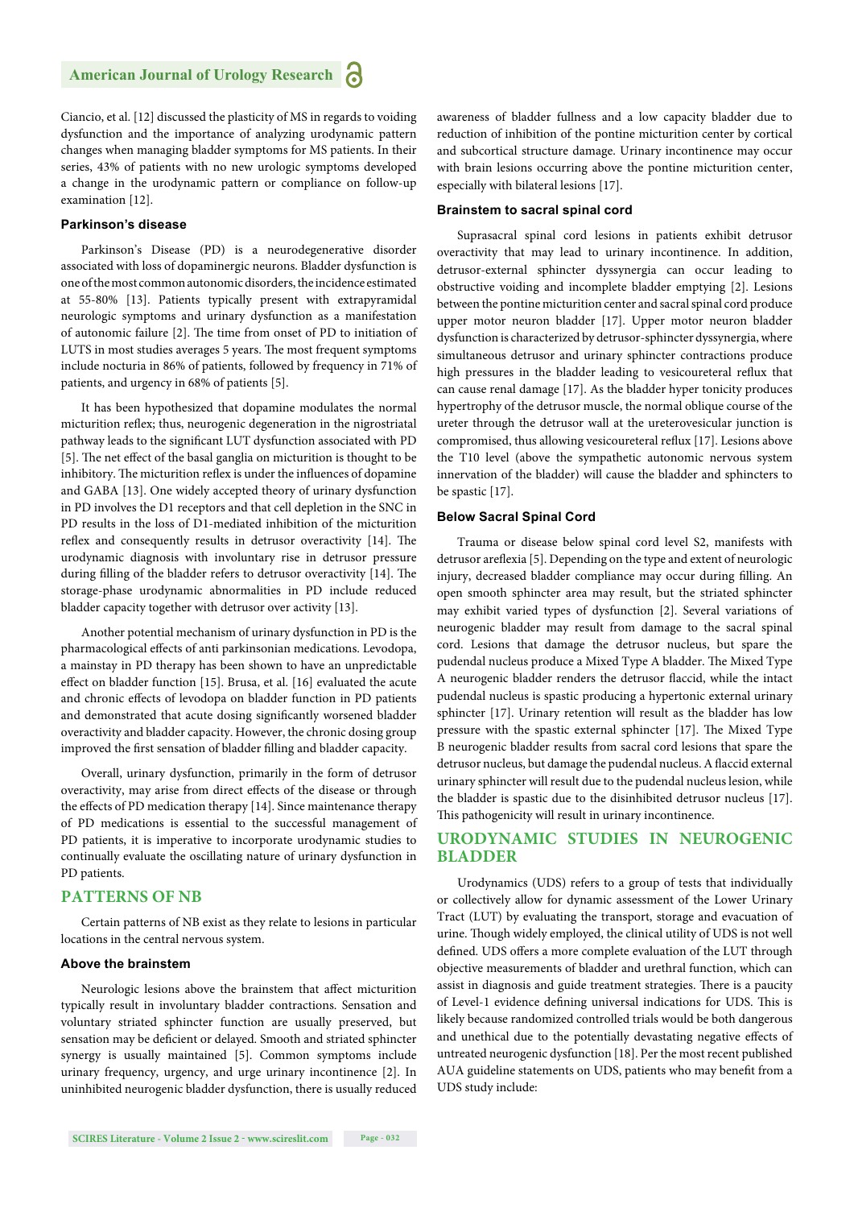Ciancio, et al. [12] discussed the plasticity of MS in regards to voiding dysfunction and the importance of analyzing urodynamic pattern changes when managing bladder symptoms for MS patients. In their series, 43% of patients with no new urologic symptoms developed a change in the urodynamic pattern or compliance on follow-up examination [12].

### Parkinson's disease

Parkinson's Disease (PD) is a neurodegenerative disorder associated with loss of dopaminergic neurons. Bladder dysfunction is one of the most common autonomic disorders, the incidence estimated at 55-80% [13]. Patients typically present with extrapyramidal neurologic symptoms and urinary dysfunction as a manifestation of autonomic failure [2]. The time from onset of PD to initiation of LUTS in most studies averages 5 years. The most frequent symptoms include nocturia in 86% of patients, followed by frequency in 71% of patients, and urgency in 68% of patients [5].

It has been hypothesized that dopamine modulates the normal micturition reflex; thus, neurogenic degeneration in the nigrostriatal pathway leads to the significant LUT dysfunction associated with PD [5]. The net effect of the basal ganglia on micturition is thought to be inhibitory. The micturition reflex is under the influences of dopamine and GABA [13]. One widely accepted theory of urinary dysfunction in PD involves the D1 receptors and that cell depletion in the SNC in PD results in the loss of D1-mediated inhibition of the micturition reflex and consequently results in detrusor overactivity [14]. The urodynamic diagnosis with involuntary rise in detrusor pressure during filling of the bladder refers to detrusor overactivity [14]. The storage-phase urodynamic abnormalities in PD include reduced bladder capacity together with detrusor over activity [13].

Another potential mechanism of urinary dysfunction in PD is the pharmacological effects of anti parkinsonian medications. Levodopa, a mainstay in PD therapy has been shown to have an unpredictable effect on bladder function [15]. Brusa, et al. [16] evaluated the acute and chronic effects of levodopa on bladder function in PD patients and demonstrated that acute dosing significantly worsened bladder overactivity and bladder capacity. However, the chronic dosing group improved the first sensation of bladder filling and bladder capacity.

Overall, urinary dysfunction, primarily in the form of detrusor overactivity, may arise from direct effects of the disease or through the effects of PD medication therapy [14]. Since maintenance therapy of PD medications is essential to the successful management of PD patients, it is imperative to incorporate urodynamic studies to continually evaluate the oscillating nature of urinary dysfunction in PD patients.

## PATTERNS OF NB

Certain patterns of NB exist as they relate to lesions in particular locations in the central nervous system.

### Above the brainstem

Neurologic lesions above the brainstem that affect micturition typically result in involuntary bladder contractions. Sensation and voluntary striated sphincter function are usually preserved, but sensation may be deficient or delayed. Smooth and striated sphincter synergy is usually maintained [5]. Common symptoms include urinary frequency, urgency, and urge urinary incontinence [2]. In uninhibited neurogenic bladder dysfunction, there is usually reduced awareness of bladder fullness and a low capacity bladder due to reduction of inhibition of the pontine micturition center by cortical and subcortical structure damage. Urinary incontinence may occur with brain lesions occurring above the pontine micturition center, especially with bilateral lesions [17].

### Brainstem to sacral spinal cord

Suprasacral spinal cord lesions in patients exhibit detrusor overactivity that may lead to urinary incontinence. In addition, detrusor-external sphincter dyssynergia can occur leading to obstructive voiding and incomplete bladder emptying [2]. Lesions between the pontine micturition center and sacral spinal cord produce upper motor neuron bladder [17]. Upper motor neuron bladder dysfunction is characterized by detrusor-sphincter dyssynergia, where simultaneous detrusor and urinary sphincter contractions produce high pressures in the bladder leading to vesicoureteral reflux that can cause renal damage [17]. As the bladder hyper tonicity produces hypertrophy of the detrusor muscle, the normal oblique course of the ureter through the detrusor wall at the ureterovesicular junction is compromised, thus allowing vesicoureteral reflux [17]. Lesions above the T10 level (above the sympathetic autonomic nervous system innervation of the bladder) will cause the bladder and sphincters to be spastic [17].

### Below Sacral Spinal Cord

Trauma or disease below spinal cord level S2, manifests with detrusor areflexia [5]. Depending on the type and extent of neurologic injury, decreased bladder compliance may occur during filling. An open smooth sphincter area may result, but the striated sphincter may exhibit varied types of dysfunction [2]. Several variations of neurogenic bladder may result from damage to the sacral spinal cord. Lesions that damage the detrusor nucleus, but spare the pudendal nucleus produce a Mixed Type A bladder. The Mixed Type A neurogenic bladder renders the detrusor flaccid, while the intact pudendal nucleus is spastic producing a hypertonic external urinary sphincter [17]. Urinary retention will result as the bladder has low pressure with the spastic external sphincter [17]. The Mixed Type B neurogenic bladder results from sacral cord lesions that spare the detrusor nucleus, but damage the pudendal nucleus. A flaccid external urinary sphincter will result due to the pudendal nucleus lesion, while the bladder is spastic due to the disinhibited detrusor nucleus [17]. This pathogenicity will result in urinary incontinence.

## URODYNAMIC STUDIES IN NEUROGENIC BLADDER

Urodynamics (UDS) refers to a group of tests that individually or collectively allow for dynamic assessment of the Lower Urinary Tract (LUT) by evaluating the transport, storage and evacuation of urine. Though widely employed, the clinical utility of UDS is not well defined. UDS offers a more complete evaluation of the LUT through objective measurements of bladder and urethral function, which can assist in diagnosis and guide treatment strategies. There is a paucity of Level-1 evidence defining universal indications for UDS. This is likely because randomized controlled trials would be both dangerous and unethical due to the potentially devastating negative effects of untreated neurogenic dysfunction [18]. Per the most recent published AUA guideline statements on UDS, patients who may benefit from a UDS study include: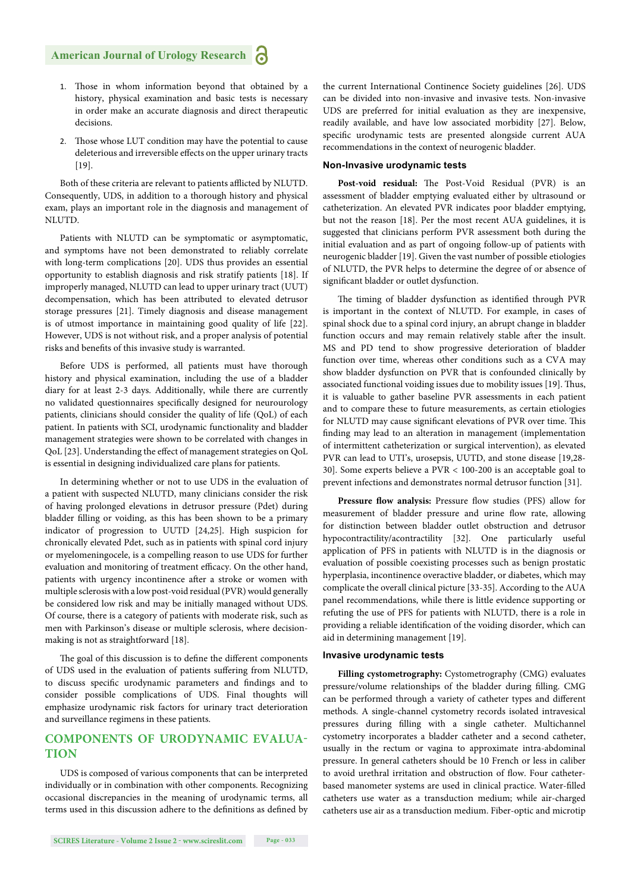1. Those in whom information beyond that obtained by a history, physical examination and basic tests is necessary in order make an accurate diagnosis and direct therapeutic decisions.

2. Those whose LUT condition may have the potential to cause deleterious and irreversible effects on the upper urinary tracts [19].

Both of these criteria are relevant to patients afflicted by NLUTD. Consequently, UDS, in addition to a thorough history and physical exam, plays an important role in the diagnosis and management of NLUTD.

Patients with NLUTD can be symptomatic or asymptomatic, and symptoms have not been demonstrated to reliably correlate with long-term complications [20]. UDS thus provides an essential opportunity to establish diagnosis and risk stratify patients [18]. If improperly managed, NLUTD can lead to upper urinary tract (UUT) decompensation, which has been attributed to elevated detrusor storage pressures [21]. Timely diagnosis and disease management is of utmost importance in maintaining good quality of life [22]. However, UDS is not without risk, and a proper analysis of potential risks and benefits of this invasive study is warranted.

Before UDS is performed, all patients must have thorough history and physical examination, including the use of a bladder diary for at least 2-3 days. Additionally, while there are currently no validated questionnaires specifically designed for neurourology patients, clinicians should consider the quality of life (QoL) of each patient. In patients with SCI, urodynamic functionality and bladder management strategies were shown to be correlated with changes in QoL [23]. Understanding the effect of management strategies on QoL is essential in designing individualized care plans for patients.

In determining whether or not to use UDS in the evaluation of a patient with suspected NLUTD, many clinicians consider the risk of having prolonged elevations in detrusor pressure (Pdet) during bladder filling or voiding, as this has been shown to be a primary indicator of progression to UUTD [24,25]. High suspicion for chronically elevated Pdet, such as in patients with spinal cord injury or myelomeningocele, is a compelling reason to use UDS for further evaluation and monitoring of treatment efficacy. On the other hand, patients with urgency incontinence after a stroke or women with multiple sclerosis with a low post-void residual (PVR) would generally be considered low risk and may be initially managed without UDS. Of course, there is a category of patients with moderate risk, such as men with Parkinson's disease or multiple sclerosis, where decision-making is not as straightforward [18].

The goal of this discussion is to define the different components of UDS used in the evaluation of patients suffering from NLUTD, to discuss specific urodynamic parameters and findings and to consider possible complications of UDS. Final thoughts will emphasize urodynamic risk factors for urinary tract deterioration and surveillance regimens in these patients.

## COMPONENTS OF URODYNAMIC EVALUATION

UDS is composed of various components that can be interpreted individually or in combination with other components. Recognizing occasional discrepancies in the meaning of urodynamic terms, all terms used in this discussion adhere to the definitions as defined by the current International Continence Society guidelines [26]. UDS can be divided into non-invasive and invasive tests. Non-invasive UDS are preferred for initial evaluation as they are inexpensive, readily available, and have low associated morbidity [27]. Below, specific urodynamic tests are presented alongside current AUA recommendations in the context of neurogenic bladder.

### Non-Invasive urodynamic tests

**Post-void residual:** The Post-Void Residual (PVR) is an assessment of bladder emptying evaluated either by ultrasound or catheterization. An elevated PVR indicates poor bladder emptying, but not the reason [18]. Per the most recent AUA guidelines, it is suggested that clinicians perform PVR assessment both during the initial evaluation and as part of ongoing follow-up of patients with neurogenic bladder [19]. Given the vast number of possible etiologies of NLUTD, the PVR helps to determine the degree of or absence of significant bladder or outlet dysfunction.

The timing of bladder dysfunction as identified through PVR is important in the context of NLUTD. For example, in cases of spinal shock due to a spinal cord injury, an abrupt change in bladder function occurs and may remain relatively stable after the insult. MS and PD tend to show progressive deterioration of bladder function over time, whereas other conditions such as a CVA may show bladder dysfunction on PVR that is confounded clinically by associated functional voiding issues due to mobility issues [19]. Thus, it is valuable to gather baseline PVR assessments in each patient and to compare these to future measurements, as certain etiologies for NLUTD may cause significant elevations of PVR over time. This finding may lead to an alteration in management (implementation of intermittent catheterization or surgical intervention), as elevated PVR can lead to UTI's, urosepsis, UUTD, and stone disease [19,28-30]. Some experts believe a PVR < 100-200 is an acceptable goal to prevent infections and demonstrates normal detrusor function [31].

**Pressure flow analysis:** Pressure flow studies (PFS) allow for measurement of bladder pressure and urine flow rate, allowing for distinction between bladder outlet obstruction and detrusor hypocontractility/acontractility [32]. One particularly useful application of PFS in patients with NLUTD is in the diagnosis or evaluation of possible coexisting processes such as benign prostatic hyperplasia, incontinence overactive bladder, or diabetes, which may complicate the overall clinical picture [33-35]. According to the AUA panel recommendations, while there is little evidence supporting or refuting the use of PFS for patients with NLUTD, there is a role in providing a reliable identification of the voiding disorder, which can aid in determining management [19].

### Invasive urodynamic tests

**Filling cystometrography:** Cystometrography (CMG) evaluates pressure/volume relationships of the bladder during filling. CMG can be performed through a variety of catheter types and different methods. A single-channel cystometry records isolated intravesical pressures during filling with a single catheter. Multichannel cystometry incorporates a bladder catheter and a second catheter, usually in the rectum or vagina to approximate intra-abdominal pressure. In general catheters should be 10 French or less in caliber to avoid urethral irritation and obstruction of flow. Four catheter-based manometer systems are used in clinical practice. Water-filled catheters use water as a transduction medium; while air-charged catheters use air as a transduction medium. Fiber-optic and microtip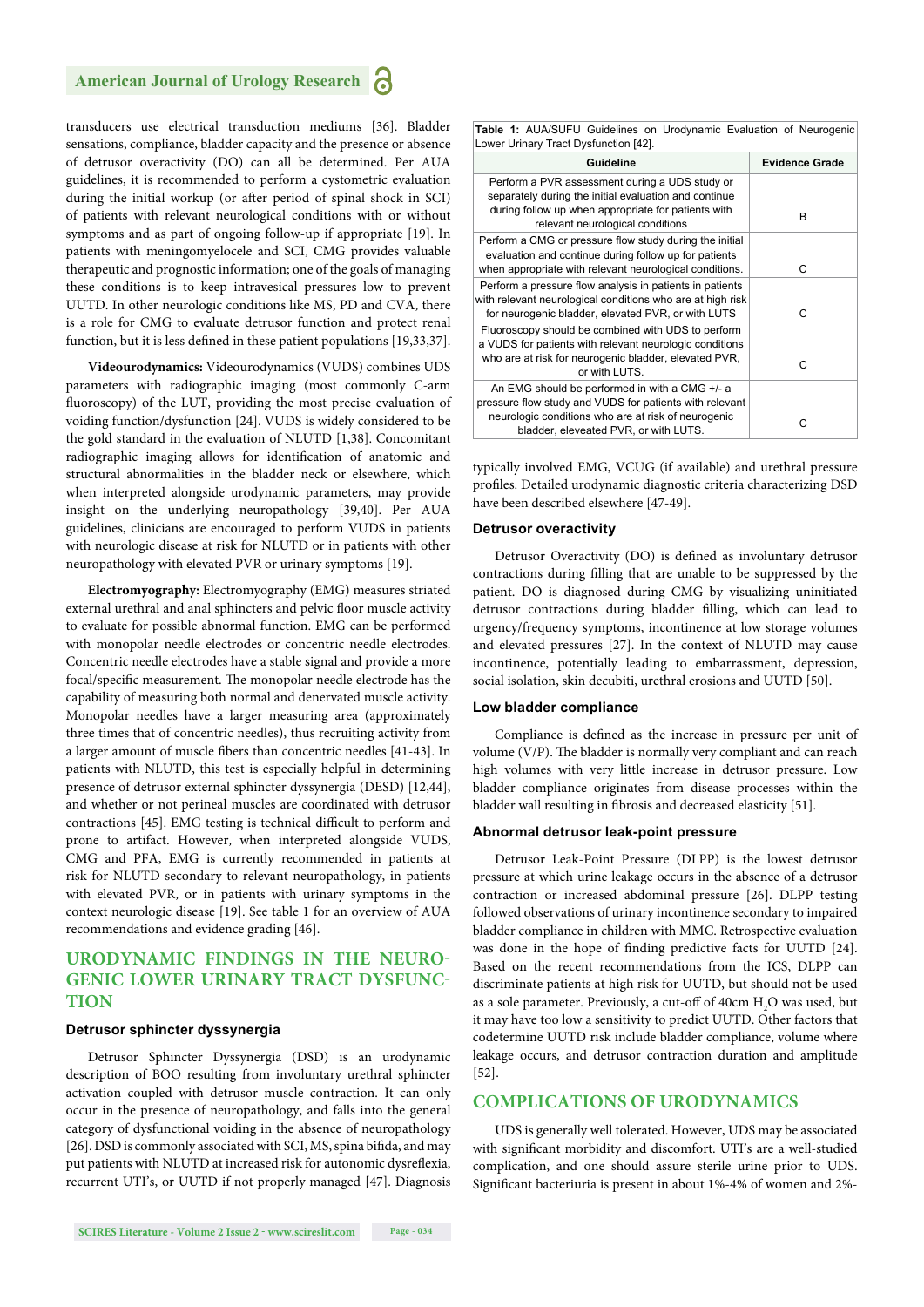transducers use electrical transduction mediums [36]. Bladder sensations, compliance, bladder capacity and the presence or absence of detrusor overactivity (DO) can all be determined. Per AUA guidelines, it is recommended to perform a cystometric evaluation during the initial workup (or after period of spinal shock in SCI) of patients with relevant neurological conditions with or without symptoms and as part of ongoing follow-up if appropriate [19]. In patients with meningomyelocele and SCI, CMG provides valuable therapeutic and prognostic information; one of the goals of managing these conditions is to keep intravesical pressures low to prevent UUTD. In other neurologic conditions like MS, PD and CVA, there is a role for CMG to evaluate detrusor function and protect renal function, but it is less defined in these patient populations [19,33,37].

**Videourodynamics:** Videourodynamics (VUDS) combines UDS parameters with radiographic imaging (most commonly C-arm fluoroscopy) of the LUT, providing the most precise evaluation of voiding function/dysfunction [24]. VUDS is widely considered to be the gold standard in the evaluation of NLUTD [1,38]. Concomitant radiographic imaging allows for identification of anatomic and structural abnormalities in the bladder neck or elsewhere, which when interpreted alongside urodynamic parameters, may provide insight on the underlying neuropathology [39,40]. Per AUA guidelines, clinicians are encouraged to perform VUDS in patients with neurologic disease at risk for NLUTD or in patients with other neuropathology with elevated PVR or urinary symptoms [19].

**Electromyography:** Electromyography (EMG) measures striated external urethral and anal sphincters and pelvic floor muscle activity to evaluate for possible abnormal function. EMG can be performed with monopolar needle electrodes or concentric needle electrodes. Concentric needle electrodes have a stable signal and provide a more focal/specific measurement. The monopolar needle electrode has the capability of measuring both normal and denervated muscle activity. Monopolar needles have a larger measuring area (approximately three times that of concentric needles), thus recruiting activity from a larger amount of muscle fibers than concentric needles [41-43]. In patients with NLUTD, this test is especially helpful in determining presence of detrusor external sphincter dyssynergia (DESD) [12,44], and whether or not perineal muscles are coordinated with detrusor contractions [45]. EMG testing is technical difficult to perform and prone to artifact. However, when interpreted alongside VUDS, CMG and PFA, EMG is currently recommended in patients at risk for NLUTD secondary to relevant neuropathology, in patients with elevated PVR, or in patients with urinary symptoms in the context neurologic disease [19]. See table 1 for an overview of AUA recommendations and evidence grading [46].

**Table 1:** AUA/SUFU Guidelines on Urodynamic Evaluation of Neurogenic Lower Urinary Tract Dysfunction [42].

| Guideline | Evidence Grade |
|---|---|
| Perform a PVR assessment during a UDS study or separately during the initial evaluation and continue during follow up when appropriate for patients with relevant neurological conditions | B |
| Perform a CMG or pressure flow study during the initial evaluation and continue during follow up for patients when appropriate with relevant neurological conditions. | C |
| Perform a pressure flow analysis in patients in patients with relevant neurological conditions who are at high risk for neurogenic bladder, elevated PVR, or with LUTS | C |
| Fluoroscopy should be combined with UDS to perform a VUDS for patients with relevant neurologic conditions who are at risk for neurogenic bladder, elevated PVR, or with LUTS. | C |
| An EMG should be performed in with a CMG +/- a pressure flow study and VUDS for patients with relevant neurologic conditions who are at risk of neurogenic bladder, eleveated PVR, or with LUTS. | C |

## URODYNAMIC FINDINGS IN THE NEUROGENIC LOWER URINARY TRACT DYSFUNCTION

### Detrusor sphincter dyssynergia

Detrusor Sphincter Dyssynergia (DSD) is an urodynamic description of BOO resulting from involuntary urethral sphincter activation coupled with detrusor muscle contraction. It can only occur in the presence of neuropathology, and falls into the general category of dysfunctional voiding in the absence of neuropathology [26]. DSD is commonly associated with SCI, MS, spina bifida, and may put patients with NLUTD at increased risk for autonomic dysreflexia, recurrent UTI's, or UUTD if not properly managed [47]. Diagnosis typically involved EMG, VCUG (if available) and urethral pressure profiles. Detailed urodynamic diagnostic criteria characterizing DSD have been described elsewhere [47-49].

### Detrusor overactivity

Detrusor Overactivity (DO) is defined as involuntary detrusor contractions during filling that are unable to be suppressed by the patient. DO is diagnosed during CMG by visualizing uninitiated detrusor contractions during bladder filling, which can lead to urgency/frequency symptoms, incontinence at low storage volumes and elevated pressures [27]. In the context of NLUTD may cause incontinence, potentially leading to embarrassment, depression, social isolation, skin decubiti, urethral erosions and UUTD [50].

### Low bladder compliance

Compliance is defined as the increase in pressure per unit of volume (V/P). The bladder is normally very compliant and can reach high volumes with very little increase in detrusor pressure. Low bladder compliance originates from disease processes within the bladder wall resulting in fibrosis and decreased elasticity [51].

### Abnormal detrusor leak-point pressure

Detrusor Leak-Point Pressure (DLPP) is the lowest detrusor pressure at which urine leakage occurs in the absence of a detrusor contraction or increased abdominal pressure [26]. DLPP testing followed observations of urinary incontinence secondary to impaired bladder compliance in children with MMC. Retrospective evaluation was done in the hope of finding predictive facts for UUTD [24]. Based on the recent recommendations from the ICS, DLPP can discriminate patients at high risk for UUTD, but should not be used as a sole parameter. Previously, a cut-off of 40cm $H_2O$ was used, but it may have too low a sensitivity to predict UUTD. Other factors that codetermine UUTD risk include bladder compliance, volume where leakage occurs, and detrusor contraction duration and amplitude [52].

## COMPLICATIONS OF URODYNAMICS

UDS is generally well tolerated. However, UDS may be associated with significant morbidity and discomfort. UTI's are a well-studied complication, and one should assure sterile urine prior to UDS. Significant bacteriuria is present in about 1%-4% of women and 2%-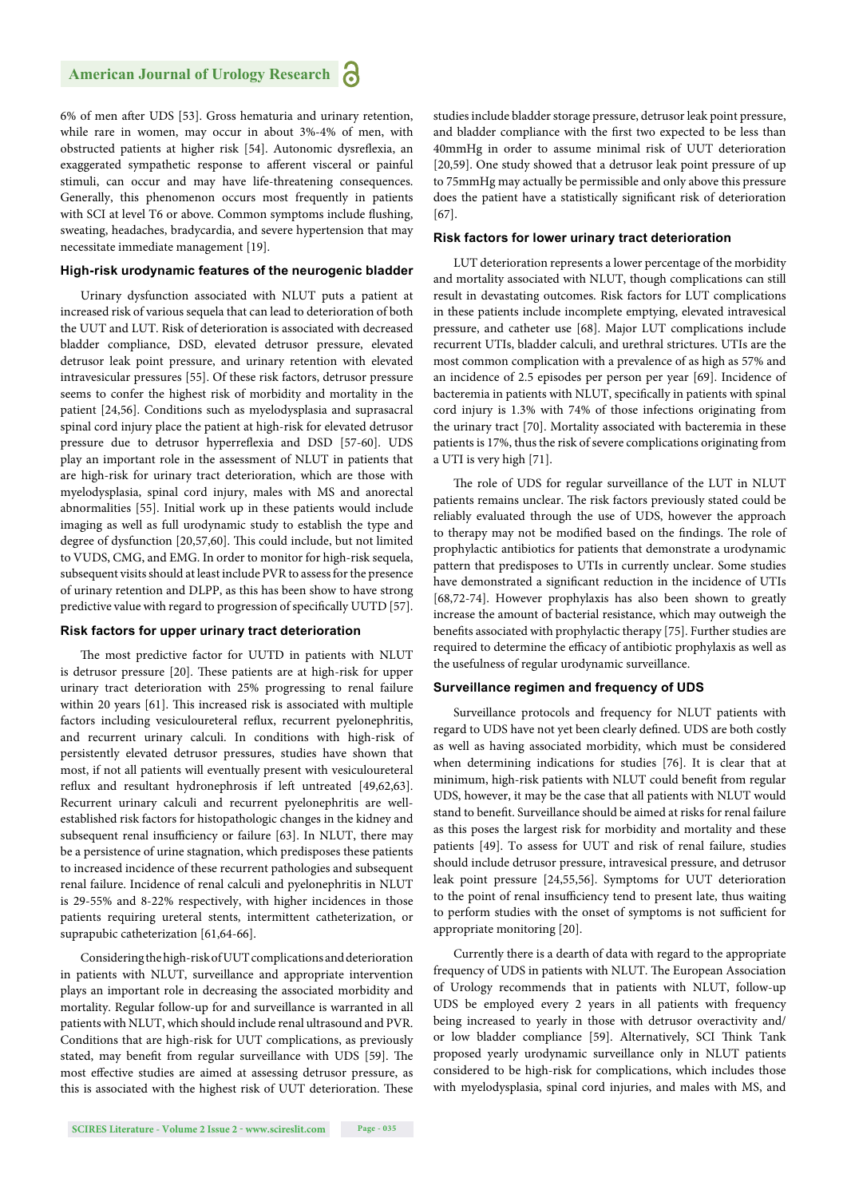6% of men after UDS [53]. Gross hematuria and urinary retention, while rare in women, may occur in about 3%-4% of men, with obstructed patients at higher risk [54]. Autonomic dysreflexia, an exaggerated sympathetic response to afferent visceral or painful stimuli, can occur and may have life-threatening consequences. Generally, this phenomenon occurs most frequently in patients with SCI at level T6 or above. Common symptoms include flushing, sweating, headaches, bradycardia, and severe hypertension that may necessitate immediate management [19].

### High-risk urodynamic features of the neurogenic bladder

Urinary dysfunction associated with NLUT puts a patient at increased risk of various sequela that can lead to deterioration of both the UUT and LUT. Risk of deterioration is associated with decreased bladder compliance, DSD, elevated detrusor pressure, elevated detrusor leak point pressure, and urinary retention with elevated intravesicular pressures [55]. Of these risk factors, detrusor pressure seems to confer the highest risk of morbidity and mortality in the patient [24,56]. Conditions such as myelodysplasia and suprasacral spinal cord injury place the patient at high-risk for elevated detrusor pressure due to detrusor hyperreflexia and DSD [57-60]. UDS play an important role in the assessment of NLUT in patients that are high-risk for urinary tract deterioration, which are those with myelodysplasia, spinal cord injury, males with MS and anorectal abnormalities [55]. Initial work up in these patients would include imaging as well as full urodynamic study to establish the type and degree of dysfunction [20,57,60]. This could include, but not limited to VUDS, CMG, and EMG. In order to monitor for high-risk sequela, subsequent visits should at least include PVR to assess for the presence of urinary retention and DLPP, as this has been show to have strong predictive value with regard to progression of specifically UUTD [57].

### Risk factors for upper urinary tract deterioration

The most predictive factor for UUTD in patients with NLUT is detrusor pressure [20]. These patients are at high-risk for upper urinary tract deterioration with 25% progressing to renal failure within 20 years [61]. This increased risk is associated with multiple factors including vesicoureteral reflux, recurrent pyelonephritis, and recurrent urinary calculi. In conditions with high-risk of persistently elevated detrusor pressures, studies have shown that most, if not all patients will eventually present with vesicoureteral reflux and resultant hydronephrosis if left untreated [49,62,63]. Recurrent urinary calculi and recurrent pyelonephritis are well-established risk factors for histopathologic changes in the kidney and subsequent renal insufficiency or failure [63]. In NLUT, there may be a persistence of urine stagnation, which predisposes these patients to increased incidence of these recurrent pathologies and subsequent renal failure. Incidence of renal calculi and pyelonephritis in NLUT is 29-55% and 8-22% respectively, with higher incidences in those patients requiring ureteral stents, intermittent catheterization, or suprapubic catheterization [61,64-66].

Considering the high-risk of UUT complications and deterioration in patients with NLUT, surveillance and appropriate intervention plays an important role in decreasing the associated morbidity and mortality. Regular follow-up for and surveillance is warranted in all patients with NLUT, which should include renal ultrasound and PVR. Conditions that are high-risk for UUT complications, as previously stated, may benefit from regular surveillance with UDS [59]. The most effective studies are aimed at assessing detrusor pressure, as this is associated with the highest risk of UUT deterioration. These studies include bladder storage pressure, detrusor leak point pressure, and bladder compliance with the first two expected to be less than 40mmHg in order to assume minimal risk of UUT deterioration [20,59]. One study showed that a detrusor leak point pressure of up to 75mmHg may actually be permissible and only above this pressure does the patient have a statistically significant risk of deterioration [67].

### Risk factors for lower urinary tract deterioration

LUT deterioration represents a lower percentage of the morbidity and mortality associated with NLUT, though complications can still result in devastating outcomes. Risk factors for LUT complications in these patients include incomplete emptying, elevated intravesical pressure, and catheter use [68]. Major LUT complications include recurrent UTIs, bladder calculi, and urethral strictures. UTIs are the most common complication with a prevalence of as high as 57% and an incidence of 2.5 episodes per person per year [69]. Incidence of bacteremia in patients with NLUT, specifically in patients with spinal cord injury is 1.3% with 74% of those infections originating from the urinary tract [70]. Mortality associated with bacteremia in these patients is 17%, thus the risk of severe complications originating from a UTI is very high [71].

The role of UDS for regular surveillance of the LUT in NLUT patients remains unclear. The risk factors previously stated could be reliably evaluated through the use of UDS, however the approach to therapy may not be modified based on the findings. The role of prophylactic antibiotics for patients that demonstrate a urodynamic pattern that predisposes to UTIs in currently unclear. Some studies have demonstrated a significant reduction in the incidence of UTIs [68,72-74]. However prophylaxis has also been shown to greatly increase the amount of bacterial resistance, which may outweigh the benefits associated with prophylactic therapy [75]. Further studies are required to determine the efficacy of antibiotic prophylaxis as well as the usefulness of regular urodynamic surveillance.

### Surveillance regimen and frequency of UDS

Surveillance protocols and frequency for NLUT patients with regard to UDS have not yet been clearly defined. UDS are both costly as well as having associated morbidity, which must be considered when determining indications for studies [76]. It is clear that at minimum, high-risk patients with NLUT could benefit from regular UDS, however, it may be the case that all patients with NLUT would stand to benefit. Surveillance should be aimed at risks for renal failure as this poses the largest risk for morbidity and mortality and these patients [49]. To assess for UUT and risk of renal failure, studies should include detrusor pressure, intravesical pressure, and detrusor leak point pressure [24,55,56]. Symptoms for UUT deterioration to the point of renal insufficiency tend to present late, thus waiting to perform studies with the onset of symptoms is not sufficient for appropriate monitoring [20].

Currently there is a dearth of data with regard to the appropriate frequency of UDS in patients with NLUT. The European Association of Urology recommends that in patients with NLUT, follow-up UDS be employed every 2 years in all patients with frequency being increased to yearly in those with detrusor overactivity and/or low bladder compliance [59]. Alternatively, SCI Think Tank proposed yearly urodynamic surveillance only in NLUT patients considered to be high-risk for complications, which includes those with myelodysplasia, spinal cord injuries, and males with MS, and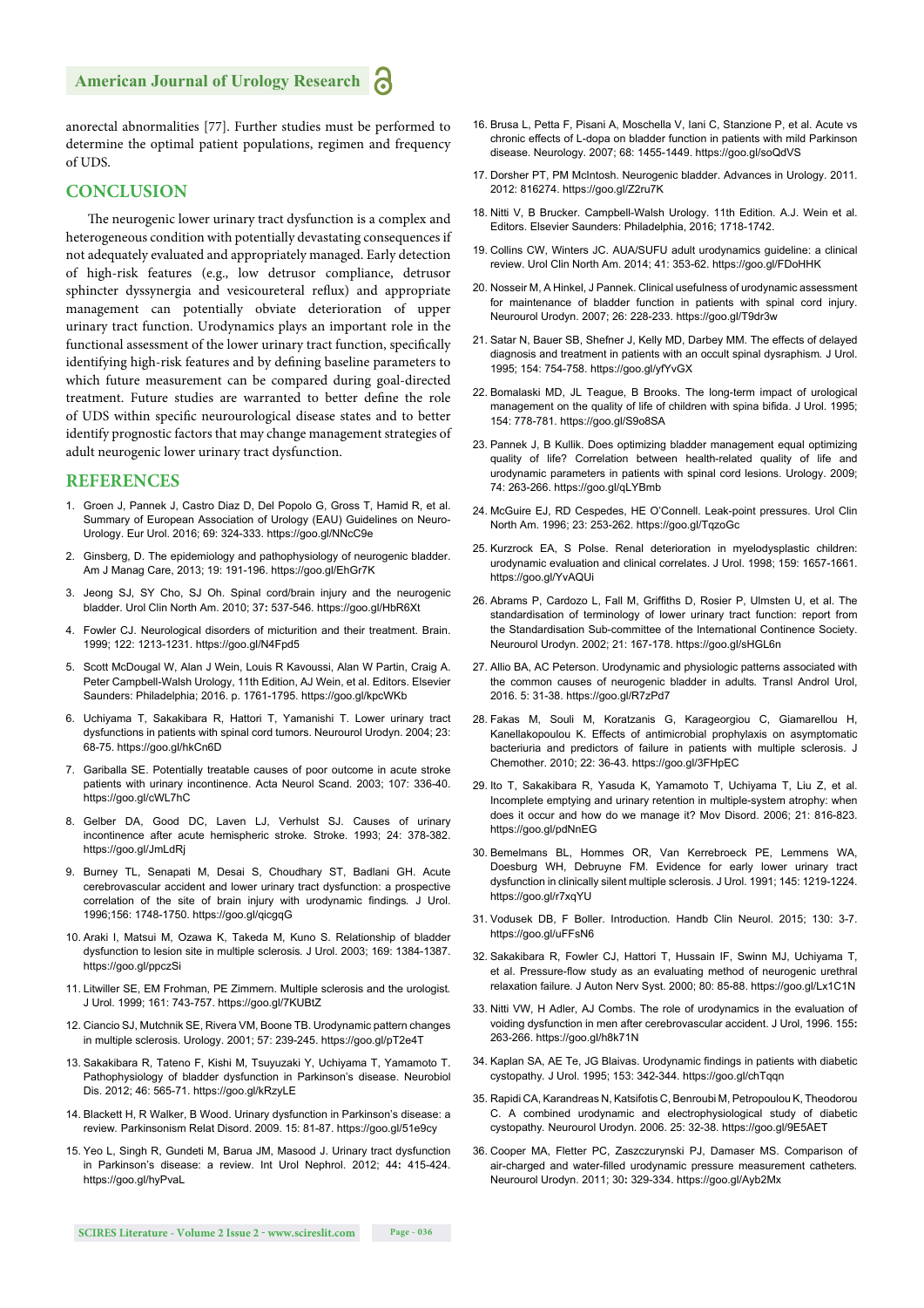anorectal abnormalities [77]. Further studies must be performed to determine the optimal patient populations, regimen and frequency of UDS.

## CONCLUSION

The neurogenic lower urinary tract dysfunction is a complex and heterogeneous condition with potentially devastating consequences if not adequately evaluated and appropriately managed. Early detection of high-risk features (e.g., low detrusor compliance, detrusor sphincter dyssynergia and vesicoureteral reflux) and appropriate management can potentially obviate deterioration of upper urinary tract function. Urodynamics plays an important role in the functional assessment of the lower urinary tract function, specifically identifying high-risk features and by defining baseline parameters to which future measurement can be compared during goal-directed treatment. Future studies are warranted to better define the role of UDS within specific neurourological disease states and to better identify prognostic factors that may change management strategies of adult neurogenic lower urinary tract dysfunction.

## REFERENCES

1. Groen J, Pannek J, Castro Diaz D, Del Popolo G, Gross T, Hamid R, et al. Summary of European Association of Urology (EAU) Guidelines on Neuro-Urology. Eur Urol. 2016; 69: 324-333. https://goo.gl/NNcC9e
2. Ginsberg, D. The epidemiology and pathophysiology of neurogenic bladder. Am J Manag Care, 2013; 19: 191-196. https://goo.gl/EhGr7K
3. Jeong SJ, SY Cho, SJ Oh. Spinal cord/brain injury and the neurogenic bladder. Urol Clin North Am. 2010; 37**:** 537-546. https://goo.gl/HbR6Xt
4. Fowler CJ. Neurological disorders of micturition and their treatment. Brain. 1999; 122: 1213-1231. https://goo.gl/N4Fpd5
5. Scott McDougal W, Alan J Wein, Louis R Kavoussi, Alan W Partin, Craig A. Peter Campbell-Walsh Urology, 11th Edition, AJ Wein, et al. Editors. Elsevier Saunders: Philadelphia; 2016. p. 1761-1795. https://goo.gl/kpcWKb
6. Uchiyama T, Sakakibara R, Hattori T, Yamanishi T. Lower urinary tract dysfunctions in patients with spinal cord tumors. Neurourol Urodyn. 2004; 23: 68-75. https://goo.gl/hkCn6D
7. Gariballa SE. Potentially treatable causes of poor outcome in acute stroke patients with urinary incontinence. Acta Neurol Scand. 2003; 107: 336-40. https://goo.gl/cWL7hC
8. Gelber DA, Good DC, Laven LJ, Verhulst SJ. Causes of urinary incontinence after acute hemispheric stroke. Stroke. 1993; 24: 378-382. https://goo.gl/JmLdRj
9. Burney TL, Senapati M, Desai S, Choudhary ST, Badlani GH. Acute cerebrovascular accident and lower urinary tract dysfunction: a prospective correlation of the site of brain injury with urodynamic findings. J Urol. 1996;156: 1748-1750. https://goo.gl/qicgqG
10. Araki I, Matsui M, Ozawa K, Takeda M, Kuno S. Relationship of bladder dysfunction to lesion site in multiple sclerosis. J Urol. 2003; 169: 1384-1387. https://goo.gl/ppczSi
11. Litwiller SE, EM Frohman, PE Zimmern. Multiple sclerosis and the urologist. J Urol. 1999; 161: 743-757. https://goo.gl/7KUBtZ
12. Ciancio SJ, Mutchnik SE, Rivera VM, Boone TB. Urodynamic pattern changes in multiple sclerosis. Urology. 2001; 57: 239-245. https://goo.gl/pT2e4T
13. Sakakibara R, Tateno F, Kishi M, Tsuyuzaki Y, Uchiyama T, Yamamoto T. Pathophysiology of bladder dysfunction in Parkinson's disease. Neurobiol Dis. 2012; 46: 565-71. https://goo.gl/kRzyLE
14. Blackett H, R Walker, B Wood. Urinary dysfunction in Parkinson's disease: a review. Parkinsonism Relat Disord. 2009. 15: 81-87. https://goo.gl/51e9cy
15. Yeo L, Singh R, Gundeti M, Barua JM, Masood J. Urinary tract dysfunction in Parkinson's disease: a review. Int Urol Nephrol. 2012; 44**:** 415-424. https://goo.gl/hyPvaL
16. Brusa L, Petta F, Pisani A, Moschella V, Iani C, Stanzione P, et al. Acute vs chronic effects of L-dopa on bladder function in patients with mild Parkinson disease. Neurology. 2007; 68: 1455-1449. https://goo.gl/soQdVS
17. Dorsher PT, PM McIntosh. Neurogenic bladder. Advances in Urology. 2011. 2012: 816274. https://goo.gl/Z2ru7K
18. Nitti V, B Brucker. Campbell-Walsh Urology. 11th Edition. A.J. Wein et al. Editors. Elsevier Saunders: Philadelphia, 2016; 1718-1742.
19. Collins CW, Winters JC. AUA/SUFU adult urodynamics guideline: a clinical review. Urol Clin North Am. 2014; 41: 353-62. https://goo.gl/FDoHHK
20. Nosseir M, A Hinkel, J Pannek. Clinical usefulness of urodynamic assessment for maintenance of bladder function in patients with spinal cord injury. Neurourol Urodyn. 2007; 26: 228-233. https://goo.gl/T9dr3w
21. Satar N, Bauer SB, Shefner J, Kelly MD, Darbey MM. The effects of delayed diagnosis and treatment in patients with an occult spinal dysraphism. J Urol. 1995; 154: 754-758. https://goo.gl/yfYvGX
22. Bomalaski MD, JL Teague, B Brooks. The long-term impact of urological management on the quality of life of children with spina bifida. J Urol. 1995; 154: 778-781. https://goo.gl/S9o8SA
23. Pannek J, B Kullik. Does optimizing bladder management equal optimizing quality of life? Correlation between health-related quality of life and urodynamic parameters in patients with spinal cord lesions. Urology. 2009; 74: 263-266. https://goo.gl/qLYBmb
24. McGuire EJ, RD Cespedes, HE O'Connell. Leak-point pressures. Urol Clin North Am. 1996; 23: 253-262. https://goo.gl/TqzoGc
25. Kurzrock EA, S Polse. Renal deterioration in myelodysplastic children: urodynamic evaluation and clinical correlates. J Urol. 1998; 159: 1657-1661. https://goo.gl/YvAQUi
26. Abrams P, Cardozo L, Fall M, Griffiths D, Rosier P, Ulmsten U, et al. The standardisation of terminology of lower urinary tract function: report from the Standardisation Sub-committee of the International Continence Society. Neurourol Urodyn. 2002; 21: 167-178. https://goo.gl/sHGL6n
27. Allio BA, AC Peterson. Urodynamic and physiologic patterns associated with the common causes of neurogenic bladder in adults. Transl Androl Urol, 2016. 5: 31-38. https://goo.gl/R7zPd7
28. Fakas M, Souli M, Koratzanis G, Karageorgiou C, Giamarellou H, Kanellakopoulou K. Effects of antimicrobial prophylaxis on asymptomatic bacteriuria and predictors of failure in patients with multiple sclerosis. J Chemother. 2010; 22: 36-43. https://goo.gl/3FHpEC
29. Ito T, Sakakibara R, Yasuda K, Yamamoto T, Uchiyama T, Liu Z, et al. Incomplete emptying and urinary retention in multiple-system atrophy: when does it occur and how do we manage it? Mov Disord. 2006; 21: 816-823. https://goo.gl/pdNnEG
30. Bemelmans BL, Hommes OR, Van Kerrebroeck PE, Lemmens WA, Doesburg WH, Debruyne FM. Evidence for early lower urinary tract dysfunction in clinically silent multiple sclerosis. J Urol. 1991; 145: 1219-1224. https://goo.gl/r7xqYU
31. Vodusek DB, F Boller. Introduction. Handb Clin Neurol. 2015; 130: 3-7. https://goo.gl/uFFsN6
32. Sakakibara R, Fowler CJ, Hattori T, Hussain IF, Swinn MJ, Uchiyama T, et al. Pressure-flow study as an evaluating method of neurogenic urethral relaxation failure. J Auton Nerv Syst. 2000; 80: 85-88. https://goo.gl/Lx1C1N
33. Nitti VW, H Adler, AJ Combs. The role of urodynamics in the evaluation of voiding dysfunction in men after cerebrovascular accident. J Urol, 1996. 155**:** 263-266. https://goo.gl/h8k71N
34. Kaplan SA, AE Te, JG Blaivas. Urodynamic findings in patients with diabetic cystopathy. J Urol. 1995; 153: 342-344. https://goo.gl/chTqqn
35. Rapidi CA, Karandreas N, Katsifotis C, Benroubi M, Petropoulou K, Theodorou C. A combined urodynamic and electrophysiological study of diabetic cystopathy. Neurourol Urodyn. 2006. 25: 32-38. https://goo.gl/9E5AET
36. Cooper MA, Fletter PC, Zaszczurynski PJ, Damaser MS. Comparison of air-charged and water-filled urodynamic pressure measurement catheters. Neurourol Urodyn. 2011; 30**:** 329-334. https://goo.gl/Ayb2Mx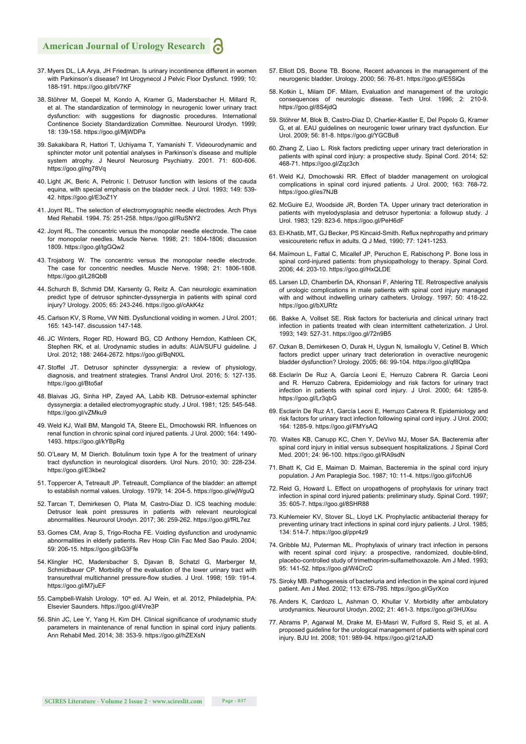37. Myers DL, LA Arya, JH Friedman. Is urinary incontinence different in women with Parkinson's disease? Int Urogynecol J Pelvic Floor Dysfunct. 1999; 10: 188-191. https://goo.gl/btV7KF

38. Stöhrer M, Goepel M, Kondo A, Kramer G, Madersbacher H, Millard R, et al. The standardization of terminology in neurogenic lower urinary tract dysfunction: with suggestions for diagnostic procedures. International Continence Society Standardization Committee. Neurourol Urodyn. 1999; 18: 139-158. https://goo.gl/MjWDPa

39. Sakakibara R, Hattori T, Uchiyama T, Yamanishi T. Videourodynamic and sphincter motor unit potential analyses in Parkinson's disease and multiple system atrophy. J Neurol Neurosurg Psychiatry. 2001. 71: 600-606. https://goo.gl/ng78Vq

40. Light JK, Beric A, Petronic I. Detrusor function with lesions of the cauda equina, with special emphasis on the bladder neck. J Urol. 1993; 149: 539-42. https://goo.gl/E3oZ1Y

41. Joynt RL. The selection of electromyographic needle electrodes. Arch Phys Med Rehabil. 1994. 75: 251-258. https://goo.gl/RuSNY2

42. Joynt RL. The concentric versus the monopolar needle electrode. The case for monopolar needles. Muscle Nerve. 1998; 21: 1804-1806; discussion 1809. https://goo.gl/tgGQw2

43. Trojaborg W. The concentric versus the monopolar needle electrode. The case for concentric needles. Muscle Nerve. 1998; 21: 1806-1808. https://goo.gl/L28QbB

44. Schurch B, Schmid DM, Karsenty G, Reitz A. Can neurologic examination predict type of detrusor sphincter-dyssynergia in patients with spinal cord injury? Urology. 2005; 65: 243-246. https://goo.gl/cAkK4z

45. Carlson KV, S Rome, VW Nitti. Dysfunctional voiding in women. J Urol. 2001; 165: 143-147. discussion 147-148.

46. JC Winters, Roger RD, Howard BG, CD Anthony Herndon, Kathleen CK, Stephen RK, et al. Urodynamic studies in adults: AUA/SUFU guideline. J Urol. 2012; 188: 2464-2672. https://goo.gl/BqNtXL

47. Stoffel JT. Detrusor sphincter dyssynergia: a review of physiology, diagnosis, and treatment strategies. Transl Androl Urol. 2016; 5: 127-135. https://goo.gl/Bto5af

48. Blaivas JG, Sinha HP, Zayed AA, Labib KB. Detrusor-external sphincter dyssynergia: a detailed electromyographic study. J Urol. 1981; 125: 545-548. https://goo.gl/vZMku9

49. Weld KJ, Wall BM, Mangold TA, Steere EL, Dmochowski RR. Influences on renal function in chronic spinal cord injured patients. J Urol. 2000; 164: 1490-1493. https://goo.gl/kYBpRg

50. O'Leary M, M Dierich. Botulinum toxin type A for the treatment of urinary tract dysfunction in neurological disorders. Urol Nurs. 2010; 30: 228-234. https://goo.gl/E3kbe2

51. Toppercer A, Tetreault JP. Tetreault, Compliance of the bladder: an attempt to establish normal values. Urology. 1979; 14: 204-5. https://goo.gl/wjWguQ

52. Tarcan T, Demirkesen O, Plata M, Castro-Diaz D. ICS teaching module: Detrusor leak point pressures in patients with relevant neurological abnormalities. Neurourol Urodyn. 2017; 36: 259-262. https://goo.gl/fRL7ez

53. Gomes CM, Arap S, Trigo-Rocha FE. Voiding dysfunction and urodynamic abnormalities in elderly patients. Rev Hosp Clin Fac Med Sao Paulo. 2004; 59: 206-15. https://goo.gl/bG3Ffe

54. Klingler HC, Madersbacher S, Djavan B, Schatzl G, Marberger M, Schmidbauer CP. Morbidity of the evaluation of the lower urinary tract with transurethral multichannel pressure-flow studies. J Urol. 1998; 159: 191-4. https://goo.gl/M7juEF

55. Campbell-Walsh Urology. 10th ed. AJ Wein, et al. 2012, Philadelphia, PA: Elsevier Saunders. https://goo.gl/4Vre3P

56. Shin JC, Lee Y, Yang H, Kim DH. Clinical significance of urodynamic study parameters in maintenance of renal function in spinal cord injury patients. Ann Rehabil Med. 2014; 38: 353-9. https://goo.gl/hZEXsN

57. Elliott DS, Boone TB. Boone, Recent advances in the management of the neurogenic bladder. Urology. 2000; 56: 76-81. https://goo.gl/E5SiQs

58. Kotkin L, Milam DF. Milam, Evaluation and management of the urologic consequences of neurologic disease. Tech Urol. 1996; 2: 210-9. https://goo.gl/8S4jdQ

59. Stöhrer M, Blok B, Castro-Diaz D, Chartier-Kastler E, Del Popolo G, Kramer G, et al. EAU guidelines on neurogenic lower urinary tract dysfunction. Eur Urol. 2009; 56: 81-8. https://goo.gl/YGCBu8

60. Zhang Z, Liao L. Risk factors predicting upper urinary tract deterioration in patients with spinal cord injury: a prospective study. Spinal Cord. 2014; 52: 468-71. https://goo.gl/Zqz3ch

61. Weld KJ, Dmochowski RR. Effect of bladder management on urological complications in spinal cord injured patients. J Urol. 2000; 163: 768-72. https://goo.gl/es7NJB

62. McGuire EJ, Woodside JR, Borden TA. Upper urinary tract deterioration in patients with myelodysplasia and detrusor hypertonia: a followup study. J Urol. 1983; 129: 823-6. https://goo.gl/PeH6dF

63. El-Khatib, MT, GJ Becker, PS Kincaid-Smith. Reflux nephropathy and primary vesicoureteric reflux in adults. Q J Med, 1990; 77: 1241-1253.

64. Maïmoun L, Fattal C, Micallef JP, Peruchon E, Rabischong P. Bone loss in spinal cord-injured patients: from physiopathology to therapy. Spinal Cord. 2006; 44: 203-10. https://goo.gl/HxQLDE

65. Larsen LD, Chamberlin DA, Khonsari F, Ahlering TE. Retrospective analysis of urologic complications in male patients with spinal cord injury managed with and without indwelling urinary catheters. Urology. 1997; 50: 418-22. https://goo.gl/bXURfz

66. Bakke A, Vollset SE. Risk factors for bacteriuria and clinical urinary tract infection in patients treated with clean intermittent catheterization. J Urol. 1993; 149: 527-31. https://goo.gl/72n9B5

67. Ozkan B, Demirkesen O, Durak H, Uygun N, Ismailoglu V, Cetinel B. Which factors predict upper urinary tract deterioration in overactive neurogenic bladder dysfunction? Urology. 2005; 66: 99-104. https://goo.gl/qf8Qpa

68. Esclarín De Ruz A, García Leoni E, Herruzo Cabrera R. Garcia Leoni and R. Herruzo Cabrera, Epidemiology and risk factors for urinary tract infection in patients with spinal cord injury. J Urol. 2000; 64: 1285-9. https://goo.gl/Lr3qbG

69. Esclarín De Ruz A1, García Leoni E, Herruzo Cabrera R. Epidemiology and risk factors for urinary tract infection following spinal cord injury. J Urol. 2000; 164: 1285-9. https://goo.gl/FMYsAQ

70. Waites KB, Canupp KC, Chen Y, DeVivo MJ, Moser SA. Bacteremia after spinal cord injury in initial versus subsequent hospitalizations. J Spinal Cord Med. 2001; 24: 96-100. https://goo.gl/RA9sdN

71. Bhatt K, Cid E, Maiman D. Maiman, Bacteremia in the spinal cord injury population. J Am Paraplegia Soc. 1987; 10: 11-4. https://goo.gl/fcchU6

72. Reid G, Howard L. Effect on uropathogens of prophylaxis for urinary tract infection in spinal cord injured patients: preliminary study. Spinal Cord. 1997; 35: 605-7. https://goo.gl/8SHR88

73. Kuhlemeier KV, Stover SL, Lloyd LK. Prophylactic antibacterial therapy for preventing urinary tract infections in spinal cord injury patients. J Urol. 1985; 134: 514-7. https://goo.gl/ppr4z9

74. Gribble MJ, Puterman ML. Prophylaxis of urinary tract infection in persons with recent spinal cord injury: a prospective, randomized, double-blind, placebo-controlled study of trimethoprim-sulfamethoxazole. Am J Med. 1993; 95: 141-52. https://goo.gl/W4CrcC

75. Siroky MB. Pathogenesis of bacteriuria and infection in the spinal cord injured patient. Am J Med. 2002; 113: 67S-79S. https://goo.gl/GyrXco

76. Anders K, Cardozo L, Ashman O, Khullar V. Morbidity after ambulatory urodynamics. Neurourol Urodyn. 2002; 21: 461-3. https://goo.gl/3HUXsu

77. Abrams P, Agarwal M, Drake M, El-Masri W, Fulford S, Reid S, et al. A proposed guideline for the urological management of patients with spinal cord injury. BJU Int. 2008; 101: 989-94. https://goo.gl/21zAJD